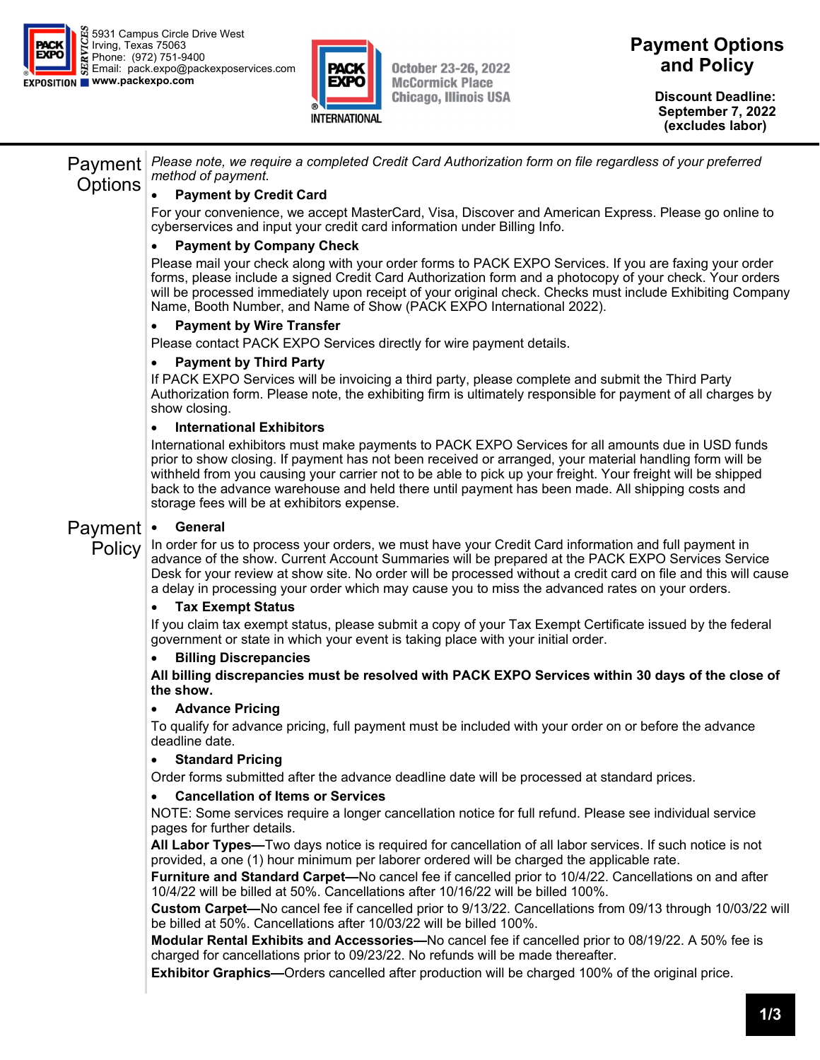5931 Campus Circle Drive West
Irving, Texas 75063
Phone: (972) 751-9400
Email: pack.expo@packexposervices.com
www.packexpo.com

PACK EXPO International
October 23-26, 2022
McCormick Place
Chicago, Illinois USA

# Payment Options and Policy

**Discount Deadline: September 7, 2022 (excludes labor)**

## Payment Options

*Please note, we require a completed Credit Card Authorization form on file regardless of your preferred method of payment.*

- **Payment by Credit Card**

For your convenience, we accept MasterCard, Visa, Discover and American Express. Please go online to cyberservices and input your credit card information under Billing Info.

- **Payment by Company Check**

Please mail your check along with your order forms to PACK EXPO Services. If you are faxing your order forms, please include a signed Credit Card Authorization form and a photocopy of your check. Your orders will be processed immediately upon receipt of your original check. Checks must include Exhibiting Company Name, Booth Number, and Name of Show (PACK EXPO International 2022).

- **Payment by Wire Transfer**

Please contact PACK EXPO Services directly for wire payment details.

- **Payment by Third Party**

If PACK EXPO Services will be invoicing a third party, please complete and submit the Third Party Authorization form. Please note, the exhibiting firm is ultimately responsible for payment of all charges by show closing.

- **International Exhibitors**

International exhibitors must make payments to PACK EXPO Services for all amounts due in USD funds prior to show closing. If payment has not been received or arranged, your material handling form will be withheld from you causing your carrier not to be able to pick up your freight. Your freight will be shipped back to the advance warehouse and held there until payment has been made. All shipping costs and storage fees will be at exhibitors expense.

## Payment Policy

- **General**

In order for us to process your orders, we must have your Credit Card information and full payment in advance of the show. Current Account Summaries will be prepared at the PACK EXPO Services Service Desk for your review at show site. No order will be processed without a credit card on file and this will cause a delay in processing your order which may cause you to miss the advanced rates on your orders.

- **Tax Exempt Status**

If you claim tax exempt status, please submit a copy of your Tax Exempt Certificate issued by the federal government or state in which your event is taking place with your initial order.

- **Billing Discrepancies**

**All billing discrepancies must be resolved with PACK EXPO Services within 30 days of the close of the show.**

- **Advance Pricing**

To qualify for advance pricing, full payment must be included with your order on or before the advance deadline date.

- **Standard Pricing**

Order forms submitted after the advance deadline date will be processed at standard prices.

- **Cancellation of Items or Services**

NOTE: Some services require a longer cancellation notice for full refund. Please see individual service pages for further details.

**All Labor Types—**Two days notice is required for cancellation of all labor services. If such notice is not provided, a one (1) hour minimum per laborer ordered will be charged the applicable rate.

**Furniture and Standard Carpet—**No cancel fee if cancelled prior to 10/4/22. Cancellations on and after 10/4/22 will be billed at 50%. Cancellations after 10/16/22 will be billed 100%.

**Custom Carpet—**No cancel fee if cancelled prior to 9/13/22. Cancellations from 09/13 through 10/03/22 will be billed at 50%. Cancellations after 10/03/22 will be billed 100%.

**Modular Rental Exhibits and Accessories—**No cancel fee if cancelled prior to 08/19/22. A 50% fee is charged for cancellations prior to 09/23/22. No refunds will be made thereafter.

**Exhibitor Graphics—**Orders cancelled after production will be charged 100% of the original price.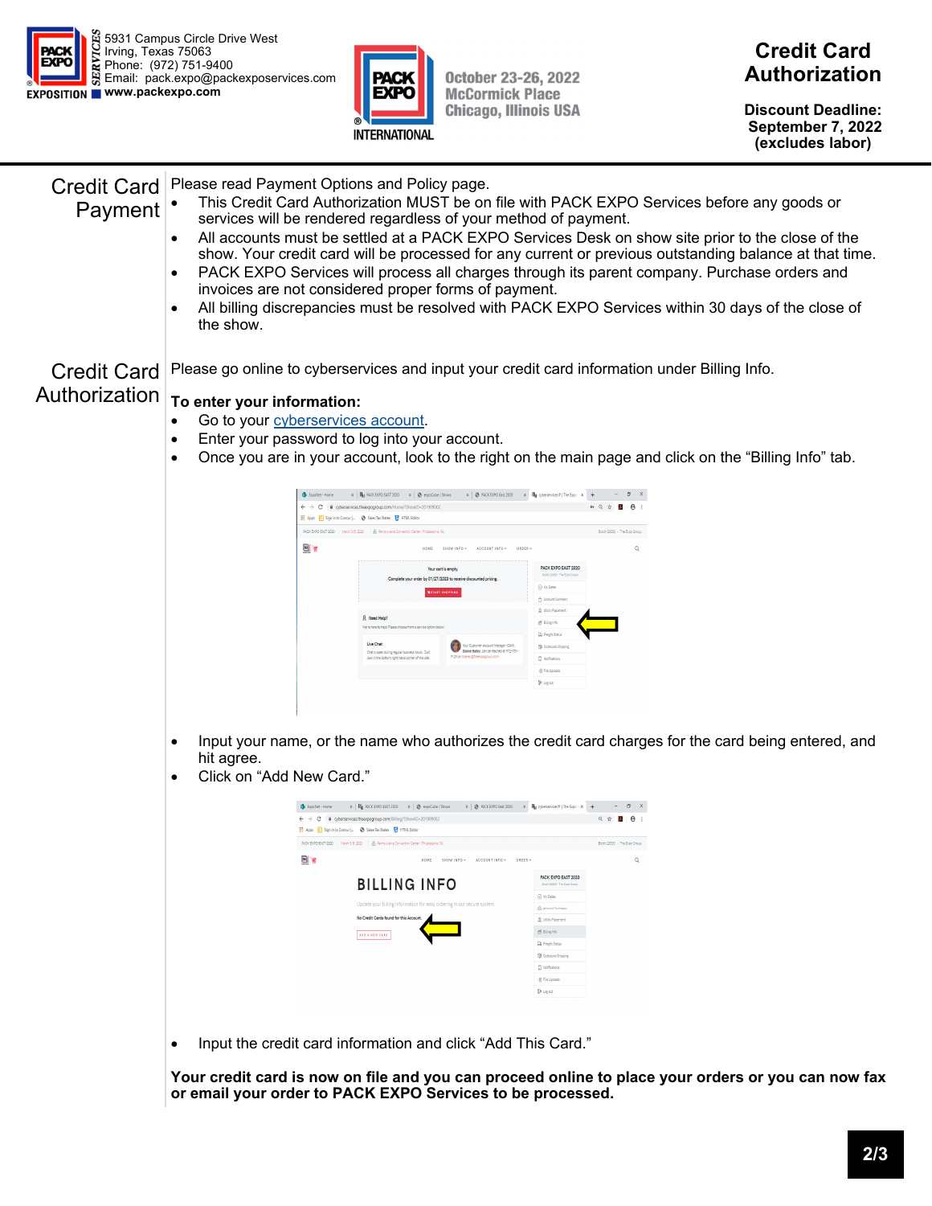5931 Campus Circle Drive West
Irving, Texas 75063
Phone: (972) 751-9400
Email: pack.expo@packexposervices.com
www.packexpo.com

October 23-26, 2022
McCormick Place
Chicago, Illinois USA

# Credit Card Authorization

**Discount Deadline:**
**September 7, 2022**
**(excludes labor)**

## Credit Card Payment

Please read Payment Options and Policy page.

- This Credit Card Authorization MUST be on file with PACK EXPO Services before any goods or services will be rendered regardless of your method of payment.
- All accounts must be settled at a PACK EXPO Services Desk on show site prior to the close of the show. Your credit card will be processed for any current or previous outstanding balance at that time.
- PACK EXPO Services will process all charges through its parent company. Purchase orders and invoices are not considered proper forms of payment.
- All billing discrepancies must be resolved with PACK EXPO Services within 30 days of the close of the show.

## Credit Card Authorization

Please go online to cyberservices and input your credit card information under Billing Info.

**To enter your information:**

- Go to your cyberservices account.
- Enter your password to log into your account.
- Once you are in your account, look to the right on the main page and click on the “Billing Info” tab.

- Input your name, or the name who authorizes the credit card charges for the card being entered, and hit agree.
- Click on “Add New Card.”

- Input the credit card information and click “Add This Card.”

**Your credit card is now on file and you can proceed online to place your orders or you can now fax or email your order to PACK EXPO Services to be processed.**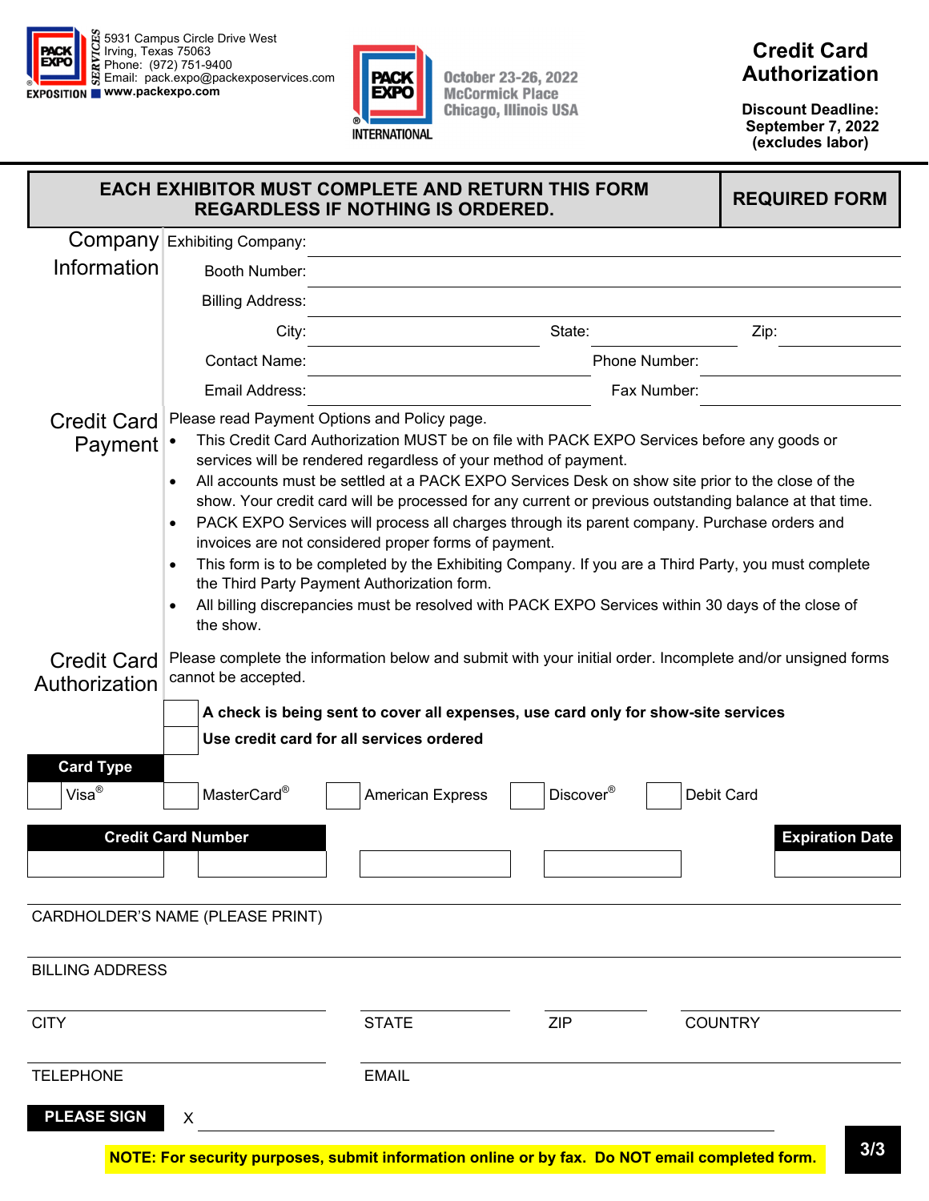5931 Campus Circle Drive West
Irving, Texas 75063
Phone: (972) 751-9400
Email: pack.expo@packexposervices.com
www.packexpo.com

PACK EXPO INTERNATIONAL

October 23-26, 2022
McCormick Place
Chicago, Illinois USA

# Credit Card Authorization

**Discount Deadline: September 7, 2022 (excludes labor)**

**EACH EXHIBITOR MUST COMPLETE AND RETURN THIS FORM REGARDLESS IF NOTHING IS ORDERED.** | **REQUIRED FORM**

## Company Information

Exhibiting Company: ______________________

Booth Number: ______________________

Billing Address: ______________________

City: ____________ State: ____________ Zip: ____________

Contact Name: ____________ Phone Number: ____________

Email Address: ____________ Fax Number: ____________

## Credit Card Payment

Please read Payment Options and Policy page.

- This Credit Card Authorization MUST be on file with PACK EXPO Services before any goods or services will be rendered regardless of your method of payment.
- All accounts must be settled at a PACK EXPO Services Desk on show site prior to the close of the show. Your credit card will be processed for any current or previous outstanding balance at that time.
- PACK EXPO Services will process all charges through its parent company. Purchase orders and invoices are not considered proper forms of payment.
- This form is to be completed by the Exhibiting Company. If you are a Third Party, you must complete the Third Party Payment Authorization form.
- All billing discrepancies must be resolved with PACK EXPO Services within 30 days of the close of the show.

## Credit Card Authorization

Please complete the information below and submit with your initial order. Incomplete and/or unsigned forms cannot be accepted.

☐ **A check is being sent to cover all expenses, use card only for show-site services**

☐ **Use credit card for all services ordered**

**Card Type**

☐ Visa® ☐ MasterCard® ☐ American Express ☐ Discover® ☐ Debit Card

**Credit Card Number** ____ ____ ____ ____ **Expiration Date** ____

CARDHOLDER'S NAME (PLEASE PRINT) ______________________

BILLING ADDRESS ______________________

CITY ____________ STATE ____________ ZIP ____________ COUNTRY ____________

TELEPHONE ____________ EMAIL ____________

**PLEASE SIGN** X ______________________

**NOTE: For security purposes, submit information online or by fax. Do NOT email completed form.**